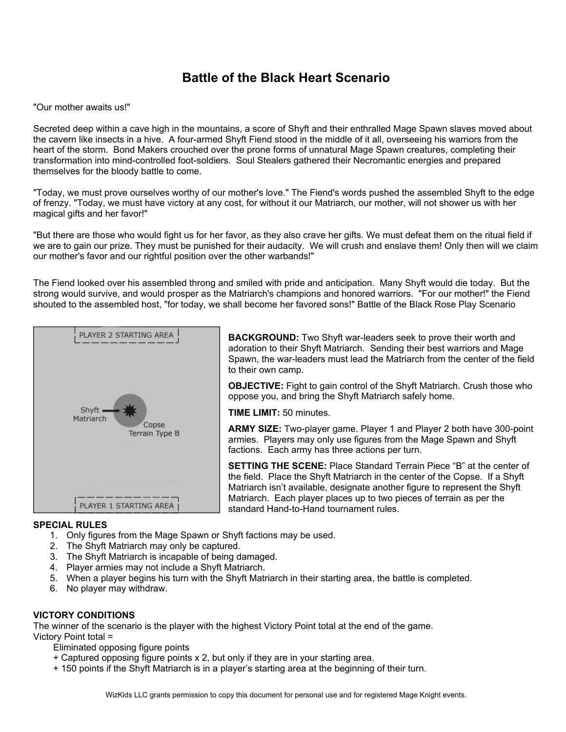# Battle of the Black Heart Scenario

"Our mother awaits us!"

Secreted deep within a cave high in the mountains, a score of Shyft and their enthralled Mage Spawn slaves moved about the cavern like insects in a hive. A four-armed Shyft Fiend stood in the middle of it all, overseeing his warriors from the heart of the storm. Bond Makers crouched over the prone forms of unnatural Mage Spawn creatures, completing their transformation into mind-controlled foot-soldiers. Soul Stealers gathered their Necromantic energies and prepared themselves for the bloody battle to come.

"Today, we must prove ourselves worthy of our mother's love." The Fiend's words pushed the assembled Shyft to the edge of frenzy. "Today, we must have victory at any cost, for without it our Matriarch, our mother, will not shower us with her magical gifts and her favor!"

"But there are those who would fight us for her favor, as they also crave her gifts. We must defeat them on the ritual field if we are to gain our prize. They must be punished for their audacity. We will crush and enslave them! Only then will we claim our mother's favor and our rightful position over the other warbands!"

The Fiend looked over his assembled throng and smiled with pride and anticipation. Many Shyft would die today. But the strong would survive, and would prosper as the Matriarch's champions and honored warriors. "For our mother!" the Fiend shouted to the assembled host, "for today, we shall become her favored sons!" Battle of the Black Rose Play Scenario

PLAYER 2 STARTING AREA

Shyft Matriarch

Copse Terrain Type B

PLAYER 1 STARTING AREA

**BACKGROUND:** Two Shyft war-leaders seek to prove their worth and adoration to their Shyft Matriarch. Sending their best warriors and Mage Spawn, the war-leaders must lead the Matriarch from the center of the field to their own camp.

**OBJECTIVE:** Fight to gain control of the Shyft Matriarch. Crush those who oppose you, and bring the Shyft Matriarch safely home.

**TIME LIMIT:** 50 minutes.

**ARMY SIZE:** Two-player game. Player 1 and Player 2 both have 300-point armies. Players may only use figures from the Mage Spawn and Shyft factions. Each army has three actions per turn.

**SETTING THE SCENE:** Place Standard Terrain Piece “B” at the center of the field. Place the Shyft Matriarch in the center of the Copse. If a Shyft Matriarch isn’t available, designate another figure to represent the Shyft Matriarch. Each player places up to two pieces of terrain as per the standard Hand-to-Hand tournament rules.

**SPECIAL RULES**

1. Only figures from the Mage Spawn or Shyft factions may be used.
2. The Shyft Matriarch may only be captured.
3. The Shyft Matriarch is incapable of being damaged.
4. Player armies may not include a Shyft Matriarch.
5. When a player begins his turn with the Shyft Matriarch in their starting area, the battle is completed.
6. No player may withdraw.

**VICTORY CONDITIONS**

The winner of the scenario is the player with the highest Victory Point total at the end of the game.

Victory Point total =

Eliminated opposing figure points
+ Captured opposing figure points x 2, but only if they are in your starting area.
+ 150 points if the Shyft Matriarch is in a player’s starting area at the beginning of their turn.

WizKids LLC grants permission to copy this document for personal use and for registered Mage Knight events.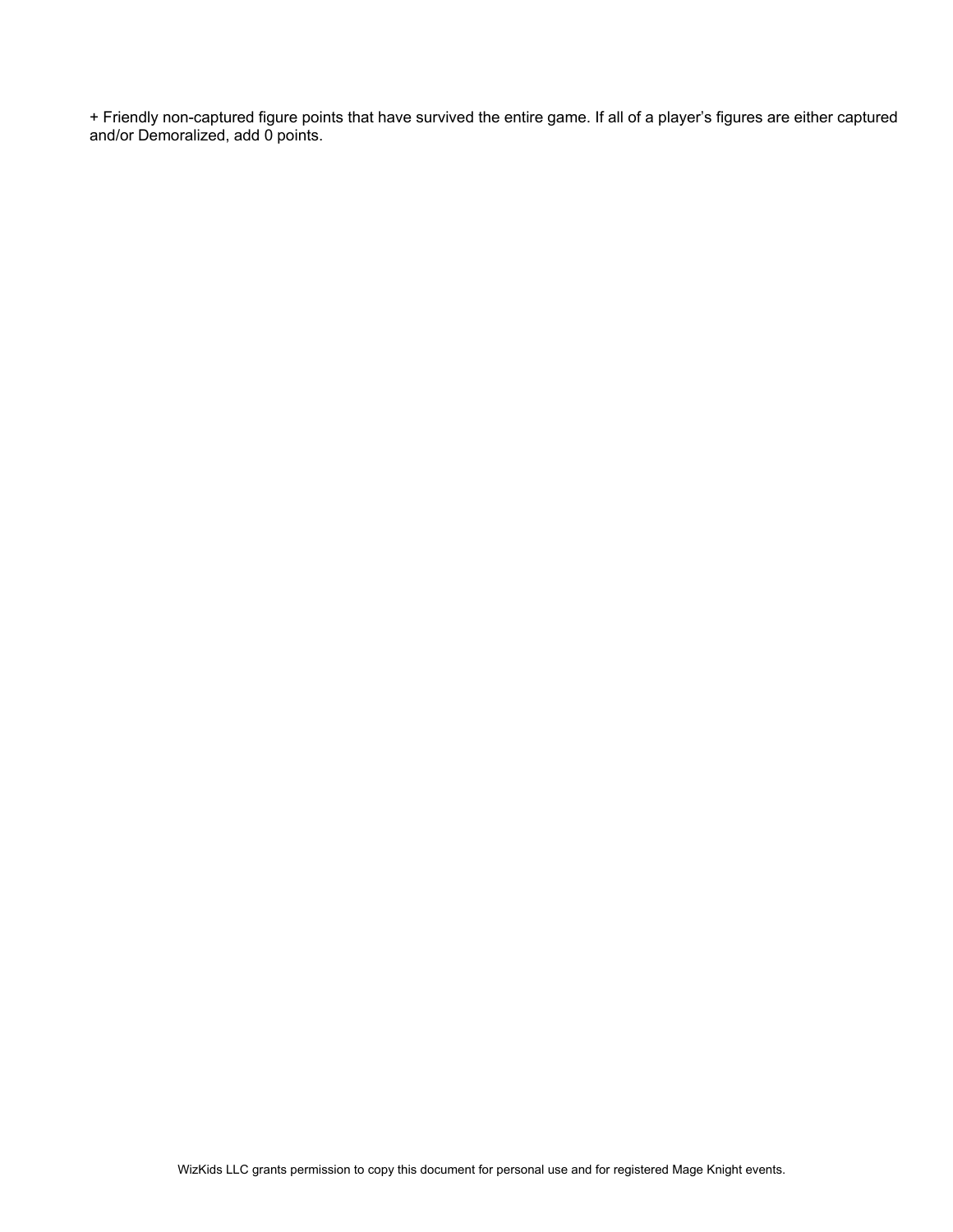+ Friendly non-captured figure points that have survived the entire game. If all of a player's figures are either captured and/or Demoralized, add 0 points.

WizKids LLC grants permission to copy this document for personal use and for registered Mage Knight events.